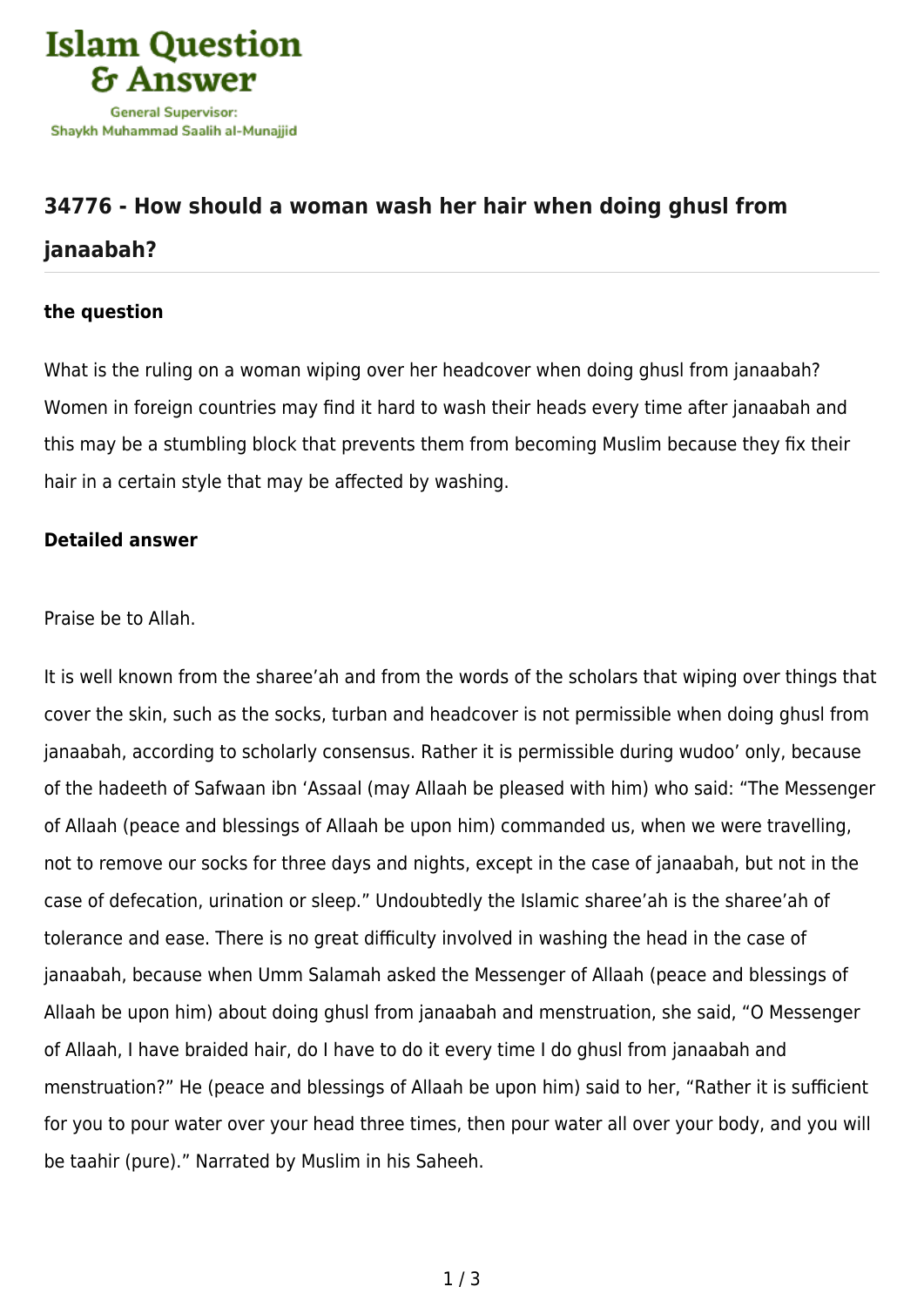# 34776 - How should a woman wash her hair when doing ghusl from janaabah?

### the question

What is the ruling on a woman wiping over her headcover when doing ghusl from janaabah? Women in foreign countries may find it hard to wash their heads every time after janaabah and this may be a stumbling block that prevents them from becoming Muslim because they fix their hair in a certain style that may be affected by washing.

### Detailed answer

Praise be to Allah.

It is well known from the sharee'ah and from the words of the scholars that wiping over things that cover the skin, such as the socks, turban and headcover is not permissible when doing ghusl from janaabah, according to scholarly consensus. Rather it is permissible during wudoo' only, because of the hadeeth of Safwaan ibn 'Assaal (may Allaah be pleased with him) who said: "The Messenger of Allaah (peace and blessings of Allaah be upon him) commanded us, when we were travelling, not to remove our socks for three days and nights, except in the case of janaabah, but not in the case of defecation, urination or sleep." Undoubtedly the Islamic sharee'ah is the sharee'ah of tolerance and ease. There is no great difficulty involved in washing the head in the case of janaabah, because when Umm Salamah asked the Messenger of Allaah (peace and blessings of Allaah be upon him) about doing ghusl from janaabah and menstruation, she said, "O Messenger of Allaah, I have braided hair, do I have to do it every time I do ghusl from janaabah and menstruation?" He (peace and blessings of Allaah be upon him) said to her, "Rather it is sufficient for you to pour water over your head three times, then pour water all over your body, and you will be taahir (pure)." Narrated by Muslim in his Saheeh.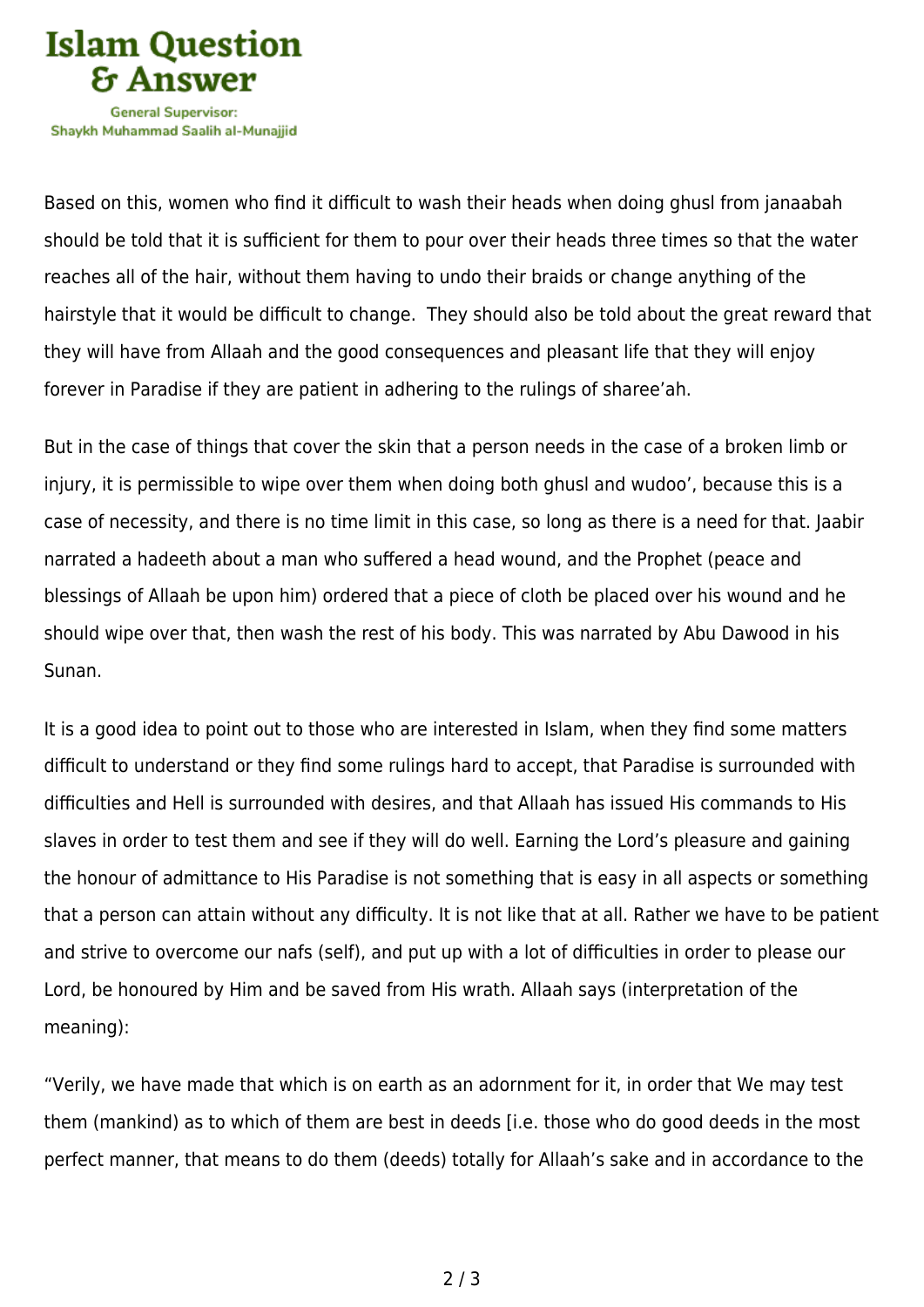Based on this, women who find it difficult to wash their heads when doing ghusl from janaabah should be told that it is sufficient for them to pour over their heads three times so that the water reaches all of the hair, without them having to undo their braids or change anything of the hairstyle that it would be difficult to change. They should also be told about the great reward that they will have from Allaah and the good consequences and pleasant life that they will enjoy forever in Paradise if they are patient in adhering to the rulings of sharee'ah.

But in the case of things that cover the skin that a person needs in the case of a broken limb or injury, it is permissible to wipe over them when doing both ghusl and wudoo', because this is a case of necessity, and there is no time limit in this case, so long as there is a need for that. Jaabir narrated a hadeeth about a man who suffered a head wound, and the Prophet (peace and blessings of Allaah be upon him) ordered that a piece of cloth be placed over his wound and he should wipe over that, then wash the rest of his body. This was narrated by Abu Dawood in his Sunan.

It is a good idea to point out to those who are interested in Islam, when they find some matters difficult to understand or they find some rulings hard to accept, that Paradise is surrounded with difficulties and Hell is surrounded with desires, and that Allaah has issued His commands to His slaves in order to test them and see if they will do well. Earning the Lord's pleasure and gaining the honour of admittance to His Paradise is not something that is easy in all aspects or something that a person can attain without any difficulty. It is not like that at all. Rather we have to be patient and strive to overcome our nafs (self), and put up with a lot of difficulties in order to please our Lord, be honoured by Him and be saved from His wrath. Allaah says (interpretation of the meaning):

"Verily, we have made that which is on earth as an adornment for it, in order that We may test them (mankind) as to which of them are best in deeds [i.e. those who do good deeds in the most perfect manner, that means to do them (deeds) totally for Allaah's sake and in accordance to the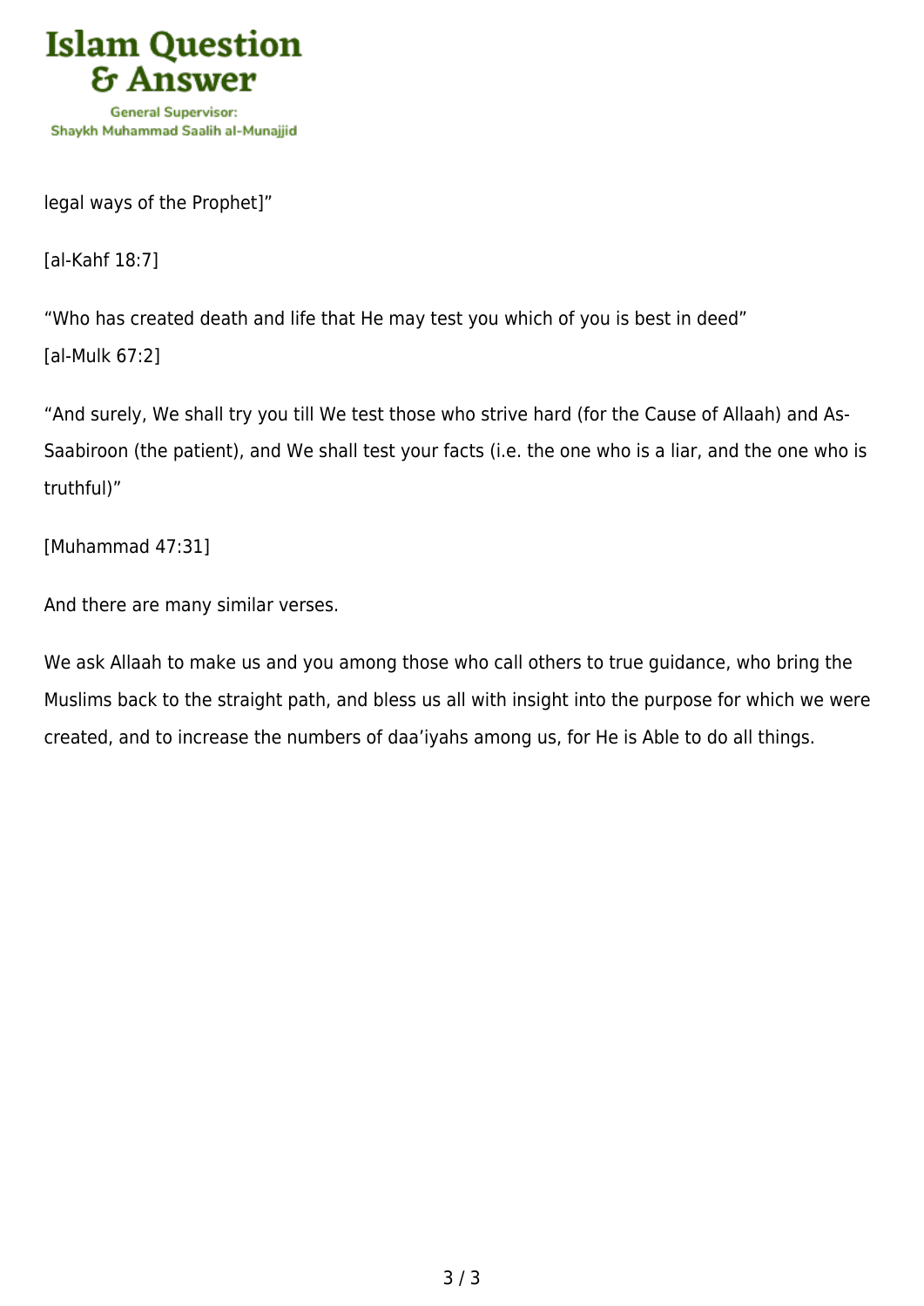legal ways of the Prophet]"

[al-Kahf 18:7]

"Who has created death and life that He may test you which of you is best in deed"
[al-Mulk 67:2]

"And surely, We shall try you till We test those who strive hard (for the Cause of Allaah) and As-Saabiroon (the patient), and We shall test your facts (i.e. the one who is a liar, and the one who is truthful)"

[Muhammad 47:31]

And there are many similar verses.

We ask Allaah to make us and you among those who call others to true guidance, who bring the Muslims back to the straight path, and bless us all with insight into the purpose for which we were created, and to increase the numbers of daa'iyahs among us, for He is Able to do all things.